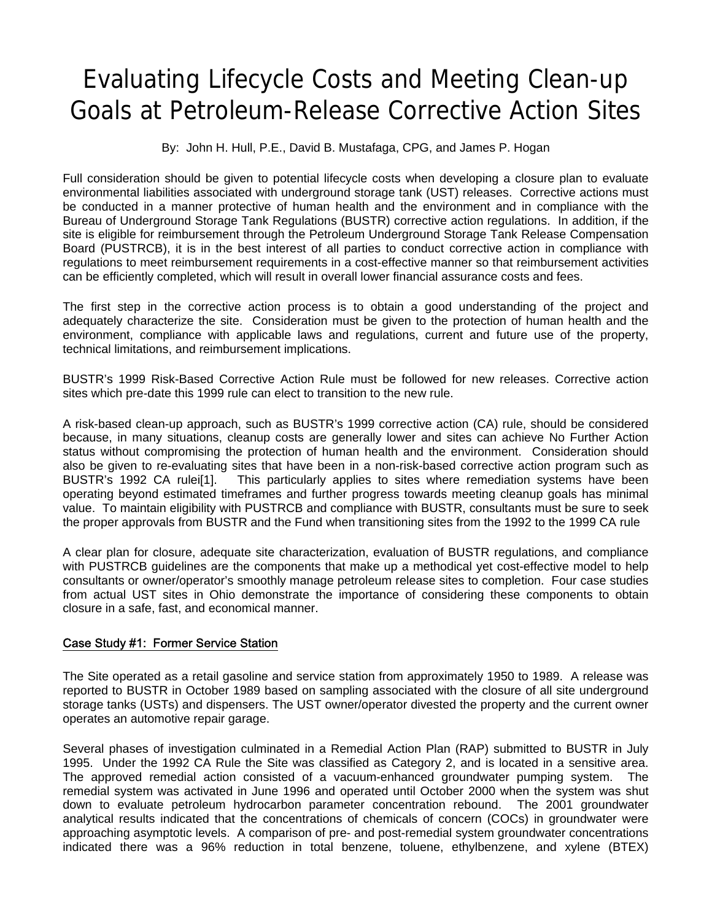# Evaluating Lifecycle Costs and Meeting Clean-up Goals at Petroleum-Release Corrective Action Sites

By: John H. Hull, P.E., David B. Mustafaga, CPG, and James P. Hogan

Full consideration should be given to potential lifecycle costs when developing a closure plan to evaluate environmental liabilities associated with underground storage tank (UST) releases. Corrective actions must be conducted in a manner protective of human health and the environment and in compliance with the Bureau of Underground Storage Tank Regulations (BUSTR) corrective action regulations. In addition, if the site is eligible for reimbursement through the Petroleum Underground Storage Tank Release Compensation Board (PUSTRCB), it is in the best interest of all parties to conduct corrective action in compliance with regulations to meet reimbursement requirements in a cost-effective manner so that reimbursement activities can be efficiently completed, which will result in overall lower financial assurance costs and fees.

The first step in the corrective action process is to obtain a good understanding of the project and adequately characterize the site. Consideration must be given to the protection of human health and the environment, compliance with applicable laws and regulations, current and future use of the property, technical limitations, and reimbursement implications.

BUSTR's 1999 Risk-Based Corrective Action Rule must be followed for new releases. Corrective action sites which pre-date this 1999 rule can elect to transition to the new rule.

A risk-based clean-up approach, such as BUSTR's 1999 corrective action (CA) rule, should be considered because, in many situations, cleanup costs are generally lower and sites can achieve No Further Action status without compromising the protection of human health and the environment. Consideration should also be given to re-evaluating sites that have been in a non-risk-based corrective action program such as BUSTR's 1992 CA rulei[1]. This particularly applies to sites where remediation systems have been operating beyond estimated timeframes and further progress towards meeting cleanup goals has minimal value. To maintain eligibility with PUSTRCB and compliance with BUSTR, consultants must be sure to seek the proper approvals from BUSTR and the Fund when transitioning sites from the 1992 to the 1999 CA rule

A clear plan for closure, adequate site characterization, evaluation of BUSTR regulations, and compliance with PUSTRCB guidelines are the components that make up a methodical yet cost-effective model to help consultants or owner/operator's smoothly manage petroleum release sites to completion. Four case studies from actual UST sites in Ohio demonstrate the importance of considering these components to obtain closure in a safe, fast, and economical manner.

## Case Study #1: Former Service Station

The Site operated as a retail gasoline and service station from approximately 1950 to 1989. A release was reported to BUSTR in October 1989 based on sampling associated with the closure of all site underground storage tanks (USTs) and dispensers. The UST owner/operator divested the property and the current owner operates an automotive repair garage.

Several phases of investigation culminated in a Remedial Action Plan (RAP) submitted to BUSTR in July 1995. Under the 1992 CA Rule the Site was classified as Category 2, and is located in a sensitive area. The approved remedial action consisted of a vacuum-enhanced groundwater pumping system. The remedial system was activated in June 1996 and operated until October 2000 when the system was shut down to evaluate petroleum hydrocarbon parameter concentration rebound. The 2001 groundwater analytical results indicated that the concentrations of chemicals of concern (COCs) in groundwater were approaching asymptotic levels. A comparison of pre- and post-remedial system groundwater concentrations indicated there was a 96% reduction in total benzene, toluene, ethylbenzene, and xylene (BTEX)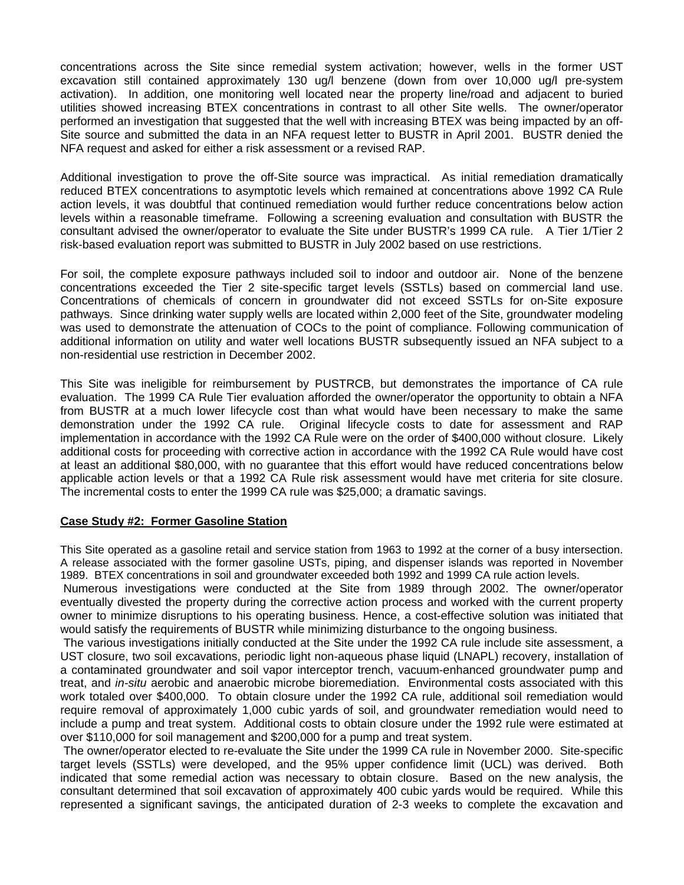concentrations across the Site since remedial system activation; however, wells in the former UST excavation still contained approximately 130 ug/l benzene (down from over 10,000 ug/l pre-system activation). In addition, one monitoring well located near the property line/road and adjacent to buried utilities showed increasing BTEX concentrations in contrast to all other Site wells. The owner/operator performed an investigation that suggested that the well with increasing BTEX was being impacted by an off-Site source and submitted the data in an NFA request letter to BUSTR in April 2001. BUSTR denied the NFA request and asked for either a risk assessment or a revised RAP.

Additional investigation to prove the off-Site source was impractical. As initial remediation dramatically reduced BTEX concentrations to asymptotic levels which remained at concentrations above 1992 CA Rule action levels, it was doubtful that continued remediation would further reduce concentrations below action levels within a reasonable timeframe. Following a screening evaluation and consultation with BUSTR the consultant advised the owner/operator to evaluate the Site under BUSTR's 1999 CA rule. A Tier 1/Tier 2 risk-based evaluation report was submitted to BUSTR in July 2002 based on use restrictions.

For soil, the complete exposure pathways included soil to indoor and outdoor air. None of the benzene concentrations exceeded the Tier 2 site-specific target levels (SSTLs) based on commercial land use. Concentrations of chemicals of concern in groundwater did not exceed SSTLs for on-Site exposure pathways. Since drinking water supply wells are located within 2,000 feet of the Site, groundwater modeling was used to demonstrate the attenuation of COCs to the point of compliance. Following communication of additional information on utility and water well locations BUSTR subsequently issued an NFA subject to a non-residential use restriction in December 2002.

This Site was ineligible for reimbursement by PUSTRCB, but demonstrates the importance of CA rule evaluation. The 1999 CA Rule Tier evaluation afforded the owner/operator the opportunity to obtain a NFA from BUSTR at a much lower lifecycle cost than what would have been necessary to make the same demonstration under the 1992 CA rule. Original lifecycle costs to date for assessment and RAP implementation in accordance with the 1992 CA Rule were on the order of $400,000 without closure. Likely additional costs for proceeding with corrective action in accordance with the 1992 CA Rule would have cost at least an additional $80,000, with no guarantee that this effort would have reduced concentrations below applicable action levels or that a 1992 CA Rule risk assessment would have met criteria for site closure. The incremental costs to enter the 1999 CA rule was $25,000; a dramatic savings.

**Case Study #2: Former Gasoline Station**

This Site operated as a gasoline retail and service station from 1963 to 1992 at the corner of a busy intersection. A release associated with the former gasoline USTs, piping, and dispenser islands was reported in November 1989. BTEX concentrations in soil and groundwater exceeded both 1992 and 1999 CA rule action levels.

Numerous investigations were conducted at the Site from 1989 through 2002. The owner/operator eventually divested the property during the corrective action process and worked with the current property owner to minimize disruptions to his operating business. Hence, a cost-effective solution was initiated that would satisfy the requirements of BUSTR while minimizing disturbance to the ongoing business.

The various investigations initially conducted at the Site under the 1992 CA rule include site assessment, a UST closure, two soil excavations, periodic light non-aqueous phase liquid (LNAPL) recovery, installation of a contaminated groundwater and soil vapor interceptor trench, vacuum-enhanced groundwater pump and treat, and *in-situ* aerobic and anaerobic microbe bioremediation. Environmental costs associated with this work totaled over $400,000. To obtain closure under the 1992 CA rule, additional soil remediation would require removal of approximately 1,000 cubic yards of soil, and groundwater remediation would need to include a pump and treat system. Additional costs to obtain closure under the 1992 rule were estimated at over $110,000 for soil management and $200,000 for a pump and treat system.

The owner/operator elected to re-evaluate the Site under the 1999 CA rule in November 2000. Site-specific target levels (SSTLs) were developed, and the 95% upper confidence limit (UCL) was derived. Both indicated that some remedial action was necessary to obtain closure. Based on the new analysis, the consultant determined that soil excavation of approximately 400 cubic yards would be required. While this represented a significant savings, the anticipated duration of 2-3 weeks to complete the excavation and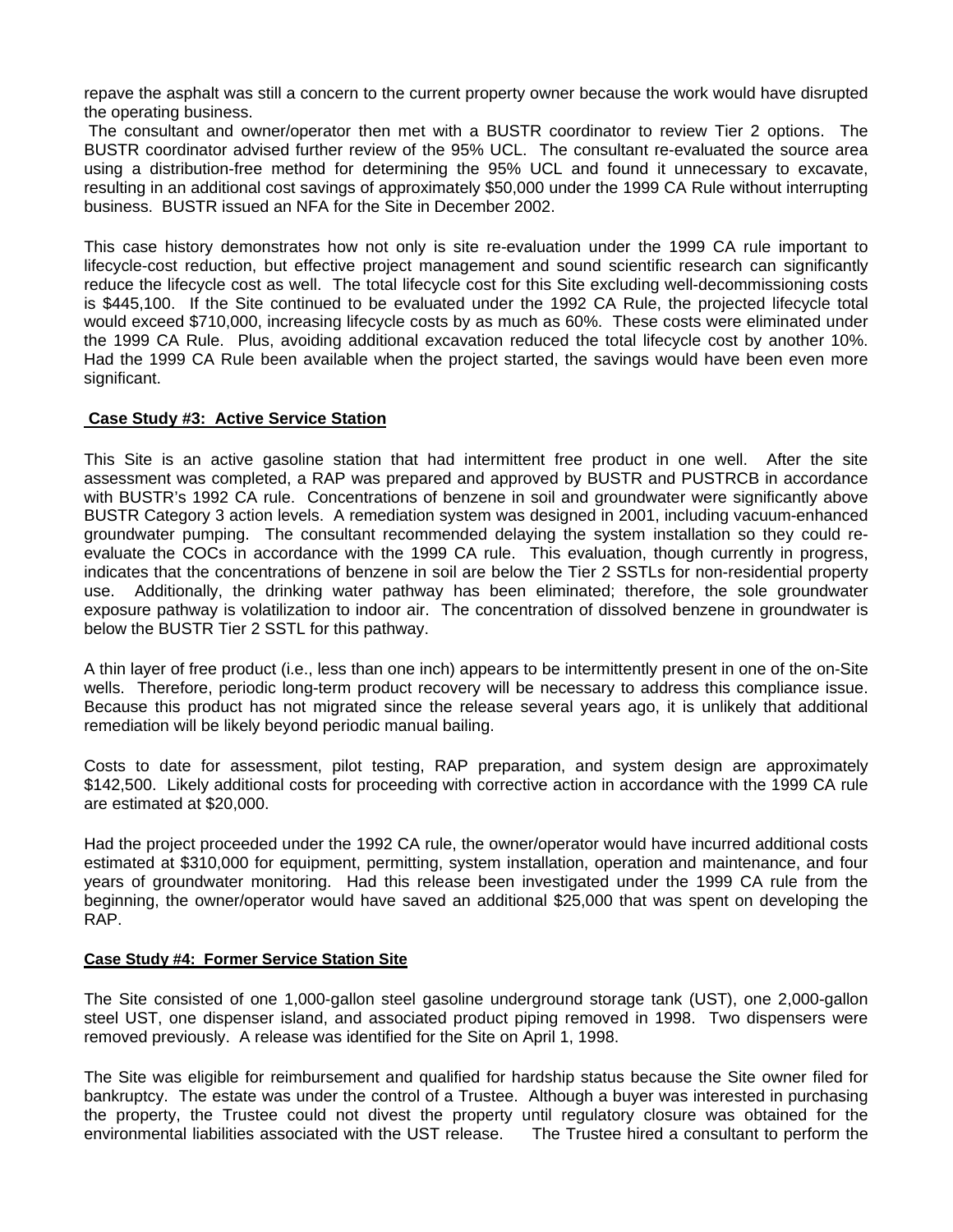repave the asphalt was still a concern to the current property owner because the work would have disrupted the operating business.

The consultant and owner/operator then met with a BUSTR coordinator to review Tier 2 options. The BUSTR coordinator advised further review of the 95% UCL. The consultant re-evaluated the source area using a distribution-free method for determining the 95% UCL and found it unnecessary to excavate, resulting in an additional cost savings of approximately $50,000 under the 1999 CA Rule without interrupting business. BUSTR issued an NFA for the Site in December 2002.

This case history demonstrates how not only is site re-evaluation under the 1999 CA rule important to lifecycle-cost reduction, but effective project management and sound scientific research can significantly reduce the lifecycle cost as well. The total lifecycle cost for this Site excluding well-decommissioning costs is $445,100. If the Site continued to be evaluated under the 1992 CA Rule, the projected lifecycle total would exceed $710,000, increasing lifecycle costs by as much as 60%. These costs were eliminated under the 1999 CA Rule. Plus, avoiding additional excavation reduced the total lifecycle cost by another 10%. Had the 1999 CA Rule been available when the project started, the savings would have been even more significant.

## Case Study #3: Active Service Station

This Site is an active gasoline station that had intermittent free product in one well. After the site assessment was completed, a RAP was prepared and approved by BUSTR and PUSTRCB in accordance with BUSTR's 1992 CA rule. Concentrations of benzene in soil and groundwater were significantly above BUSTR Category 3 action levels. A remediation system was designed in 2001, including vacuum-enhanced groundwater pumping. The consultant recommended delaying the system installation so they could re-evaluate the COCs in accordance with the 1999 CA rule. This evaluation, though currently in progress, indicates that the concentrations of benzene in soil are below the Tier 2 SSTLs for non-residential property use. Additionally, the drinking water pathway has been eliminated; therefore, the sole groundwater exposure pathway is volatilization to indoor air. The concentration of dissolved benzene in groundwater is below the BUSTR Tier 2 SSTL for this pathway.

A thin layer of free product (i.e., less than one inch) appears to be intermittently present in one of the on-Site wells. Therefore, periodic long-term product recovery will be necessary to address this compliance issue. Because this product has not migrated since the release several years ago, it is unlikely that additional remediation will be likely beyond periodic manual bailing.

Costs to date for assessment, pilot testing, RAP preparation, and system design are approximately $142,500. Likely additional costs for proceeding with corrective action in accordance with the 1999 CA rule are estimated at $20,000.

Had the project proceeded under the 1992 CA rule, the owner/operator would have incurred additional costs estimated at $310,000 for equipment, permitting, system installation, operation and maintenance, and four years of groundwater monitoring. Had this release been investigated under the 1999 CA rule from the beginning, the owner/operator would have saved an additional $25,000 that was spent on developing the RAP.

## Case Study #4: Former Service Station Site

The Site consisted of one 1,000-gallon steel gasoline underground storage tank (UST), one 2,000-gallon steel UST, one dispenser island, and associated product piping removed in 1998. Two dispensers were removed previously. A release was identified for the Site on April 1, 1998.

The Site was eligible for reimbursement and qualified for hardship status because the Site owner filed for bankruptcy. The estate was under the control of a Trustee. Although a buyer was interested in purchasing the property, the Trustee could not divest the property until regulatory closure was obtained for the environmental liabilities associated with the UST release. The Trustee hired a consultant to perform the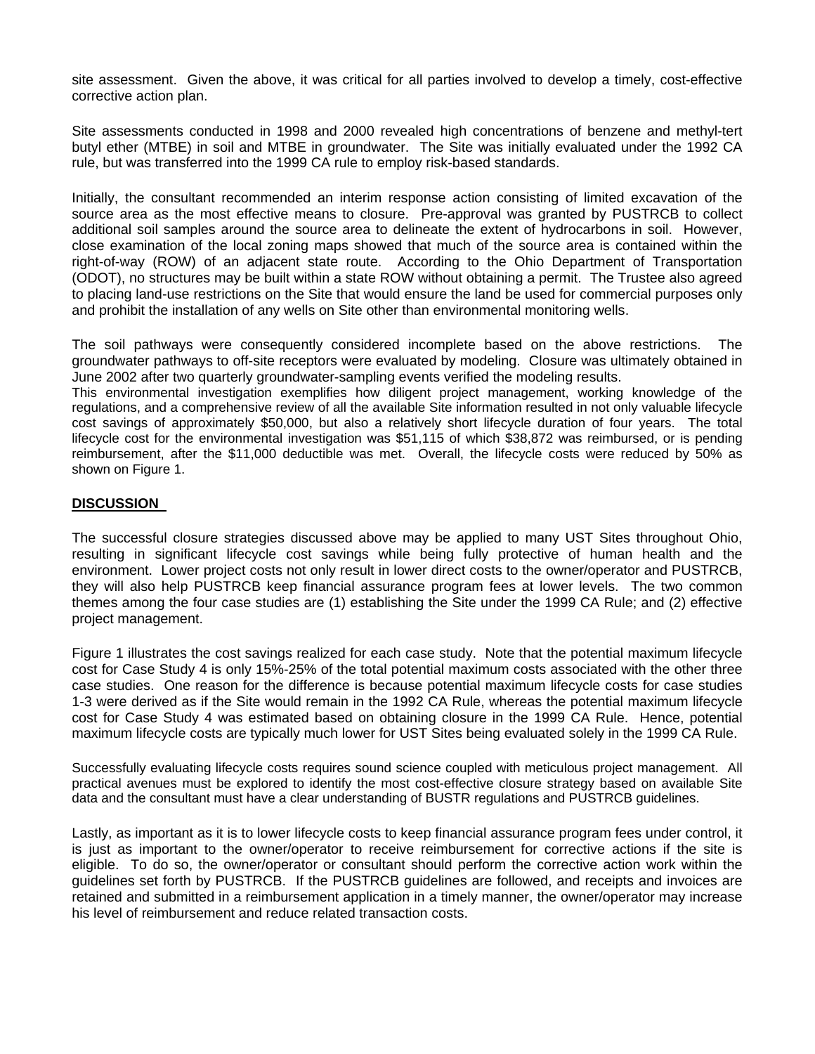site assessment. Given the above, it was critical for all parties involved to develop a timely, cost-effective corrective action plan.

Site assessments conducted in 1998 and 2000 revealed high concentrations of benzene and methyl-tert butyl ether (MTBE) in soil and MTBE in groundwater. The Site was initially evaluated under the 1992 CA rule, but was transferred into the 1999 CA rule to employ risk-based standards.

Initially, the consultant recommended an interim response action consisting of limited excavation of the source area as the most effective means to closure. Pre-approval was granted by PUSTRCB to collect additional soil samples around the source area to delineate the extent of hydrocarbons in soil. However, close examination of the local zoning maps showed that much of the source area is contained within the right-of-way (ROW) of an adjacent state route. According to the Ohio Department of Transportation (ODOT), no structures may be built within a state ROW without obtaining a permit. The Trustee also agreed to placing land-use restrictions on the Site that would ensure the land be used for commercial purposes only and prohibit the installation of any wells on Site other than environmental monitoring wells.

The soil pathways were consequently considered incomplete based on the above restrictions. The groundwater pathways to off-site receptors were evaluated by modeling. Closure was ultimately obtained in June 2002 after two quarterly groundwater-sampling events verified the modeling results.
This environmental investigation exemplifies how diligent project management, working knowledge of the regulations, and a comprehensive review of all the available Site information resulted in not only valuable lifecycle cost savings of approximately $50,000, but also a relatively short lifecycle duration of four years. The total lifecycle cost for the environmental investigation was $51,115 of which $38,872 was reimbursed, or is pending reimbursement, after the $11,000 deductible was met. Overall, the lifecycle costs were reduced by 50% as shown on Figure 1.

## DISCUSSION

The successful closure strategies discussed above may be applied to many UST Sites throughout Ohio, resulting in significant lifecycle cost savings while being fully protective of human health and the environment. Lower project costs not only result in lower direct costs to the owner/operator and PUSTRCB, they will also help PUSTRCB keep financial assurance program fees at lower levels. The two common themes among the four case studies are (1) establishing the Site under the 1999 CA Rule; and (2) effective project management.

Figure 1 illustrates the cost savings realized for each case study. Note that the potential maximum lifecycle cost for Case Study 4 is only 15%-25% of the total potential maximum costs associated with the other three case studies. One reason for the difference is because potential maximum lifecycle costs for case studies 1-3 were derived as if the Site would remain in the 1992 CA Rule, whereas the potential maximum lifecycle cost for Case Study 4 was estimated based on obtaining closure in the 1999 CA Rule. Hence, potential maximum lifecycle costs are typically much lower for UST Sites being evaluated solely in the 1999 CA Rule.

Successfully evaluating lifecycle costs requires sound science coupled with meticulous project management. All practical avenues must be explored to identify the most cost-effective closure strategy based on available Site data and the consultant must have a clear understanding of BUSTR regulations and PUSTRCB guidelines.

Lastly, as important as it is to lower lifecycle costs to keep financial assurance program fees under control, it is just as important to the owner/operator to receive reimbursement for corrective actions if the site is eligible. To do so, the owner/operator or consultant should perform the corrective action work within the guidelines set forth by PUSTRCB. If the PUSTRCB guidelines are followed, and receipts and invoices are retained and submitted in a reimbursement application in a timely manner, the owner/operator may increase his level of reimbursement and reduce related transaction costs.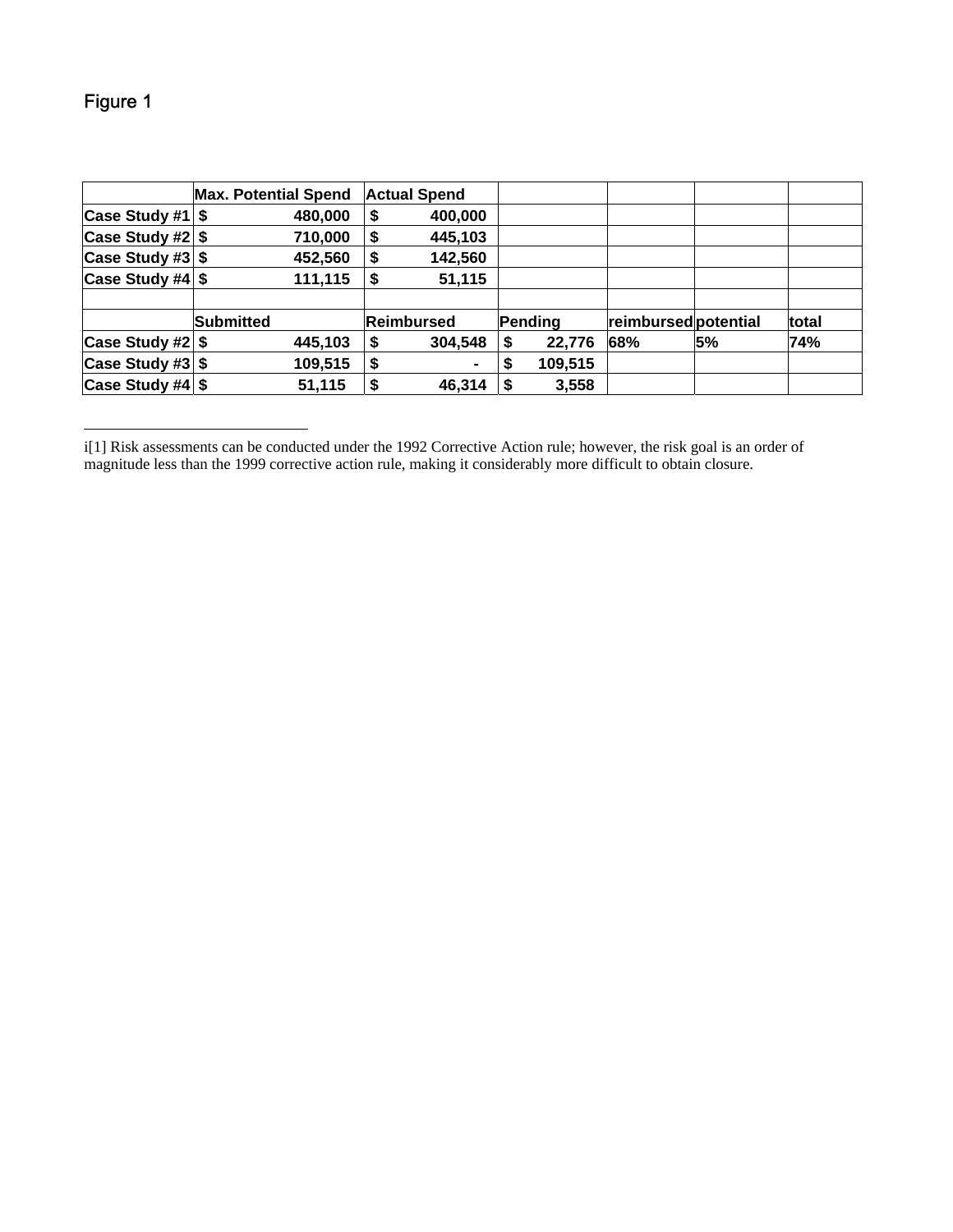Figure 1

| | Max. Potential Spend | Actual Spend | | | | |
|---|---|---|---|---|---|---|
| **Case Study #1** | **$ 480,000** | **$ 400,000** | | | | |
| **Case Study #2** | **$ 710,000** | **$ 445,103** | | | | |
| **Case Study #3** | **$ 452,560** | **$ 142,560** | | | | |
| **Case Study #4** | **$ 111,115** | **$ 51,115** | | | | |
| | | | | | | |
| | **Submitted** | **Reimbursed** | **Pending** | **reimbursed** | **potential** | **total** |
| **Case Study #2** | **$ 445,103** | **$ 304,548** | **$ 22,776** | **68%** | **5%** | **74%** |
| **Case Study #3** | **$ 109,515** | **$ -** | **$ 109,515** | | | |
| **Case Study #4** | **$ 51,115** | **$ 46,314** | **$ 3,558** | | | |

---

i[1] Risk assessments can be conducted under the 1992 Corrective Action rule; however, the risk goal is an order of magnitude less than the 1999 corrective action rule, making it considerably more difficult to obtain closure.